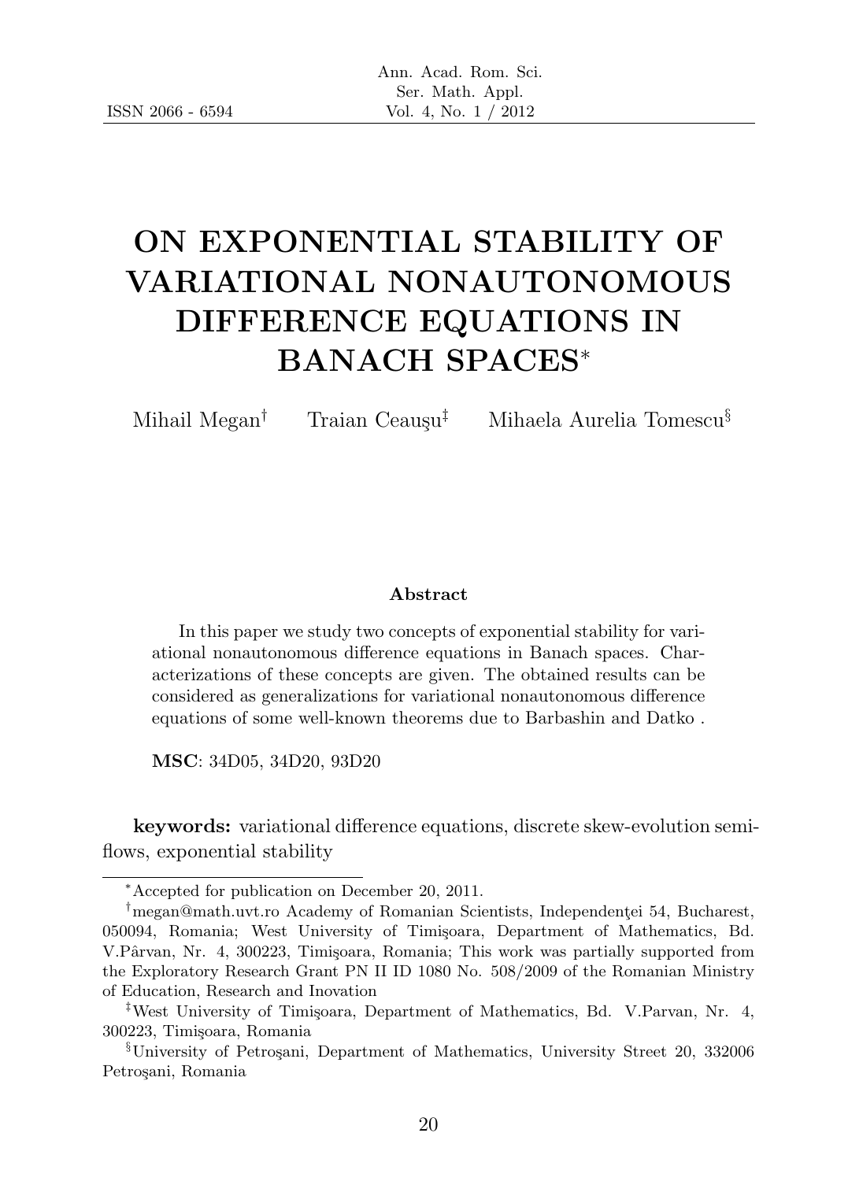# ON EXPONENTIAL STABILITY OF VARIATIONAL NONAUTONOMOUS DIFFERENCE EQUATIONS IN BANACH SPACES*

Mihail Megan[†] Traian Ceauşu[‡] Mihaela Aurelia Tomescu[§]

**Abstract**

In this paper we study two concepts of exponential stability for variational nonautonomous difference equations in Banach spaces. Characterizations of these concepts are given. The obtained results can be considered as generalizations for variational nonautonomous difference equations of some well-known theorems due to Barbashin and Datko .

**MSC**: 34D05, 34D20, 93D20

**keywords:** variational difference equations, discrete skew-evolution semiflows, exponential stability

---

*Accepted for publication on December 20, 2011.

[†]megan@math.uvt.ro Academy of Romanian Scientists, Independenţei 54, Bucharest, 050094, Romania; West University of Timişoara, Department of Mathematics, Bd. V.Pârvan, Nr. 4, 300223, Timişoara, Romania; This work was partially supported from the Exploratory Research Grant PN II ID 1080 No. 508/2009 of the Romanian Ministry of Education, Research and Inovation

[‡]West University of Timişoara, Department of Mathematics, Bd. V.Parvan, Nr. 4, 300223, Timişoara, Romania

[§]University of Petroşani, Department of Mathematics, University Street 20, 332006 Petroşani, Romania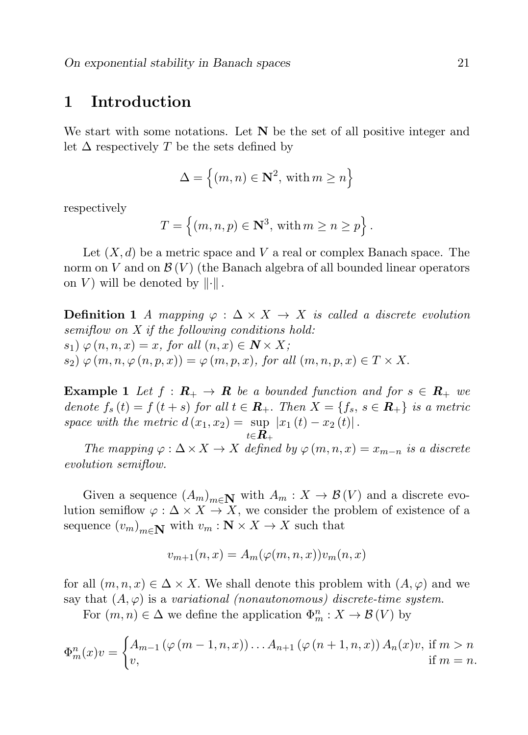## 1 Introduction

We start with some notations. Let $\mathbf{N}$ be the set of all positive integer and let $\Delta$ respectively $T$ be the sets defined by

$$\Delta = \left\{ (m,n) \in \mathbf{N}^2, \text{ with } m \geq n \right\}$$

respectively

$$T = \left\{ (m,n,p) \in \mathbf{N}^3, \text{ with } m \geq n \geq p \right\}.$$

Let $(X, d)$ be a metric space and $V$ a real or complex Banach space. The norm on $V$ and on $\mathcal{B}(V)$ (the Banach algebra of all bounded linear operators on $V$) will be denoted by $\|\cdot\|$.

**Definition 1** *A mapping $\varphi : \Delta \times X \to X$ is called a discrete evolution semiflow on $X$ if the following conditions hold:*
*$s_1$) $\varphi(n,n,x) = x$, for all $(n,x) \in \boldsymbol{N} \times X$;*
*$s_2$) $\varphi(m,n,\varphi(n,p,x)) = \varphi(m,p,x)$, for all $(m,n,p,x) \in T \times X$.*

**Example 1** *Let $f : \boldsymbol{R}_+ \to \boldsymbol{R}$ be a bounded function and for $s \in \boldsymbol{R}_+$ we denote $f_s(t) = f(t+s)$ for all $t \in \boldsymbol{R}_+$. Then $X = \{f_s, s \in \boldsymbol{R}_+\}$ is a metric space with the metric $d(x_1, x_2) = \sup\limits_{t \in \boldsymbol{R}_+} |x_1(t) - x_2(t)|$.*

*The mapping $\varphi : \Delta \times X \to X$ defined by $\varphi(m,n,x) = x_{m-n}$ is a discrete evolution semiflow.*

Given a sequence $(A_m)_{m \in \mathbf{N}}$ with $A_m : X \to \mathcal{B}(V)$ and a discrete evolution semiflow $\varphi : \Delta \times X \to X$, we consider the problem of existence of a sequence $(v_m)_{m \in \mathbf{N}}$ with $v_m : \mathbf{N} \times X \to X$ such that

$$v_{m+1}(n,x) = A_m(\varphi(m,n,x))v_m(n,x)$$

for all $(m,n,x) \in \Delta \times X$. We shall denote this problem with $(A, \varphi)$ and we say that $(A, \varphi)$ is a *variational (nonautonomous) discrete-time system*.

For $(m,n) \in \Delta$ we define the application $\Phi_m^n : X \to \mathcal{B}(V)$ by

$$\Phi_m^n(x)v = \begin{cases} A_{m-1}(\varphi(m-1,n,x)) \ldots A_{n+1}(\varphi(n+1,n,x)) A_n(x)v, & \text{if } m > n \\ v, & \text{if } m = n. \end{cases}$$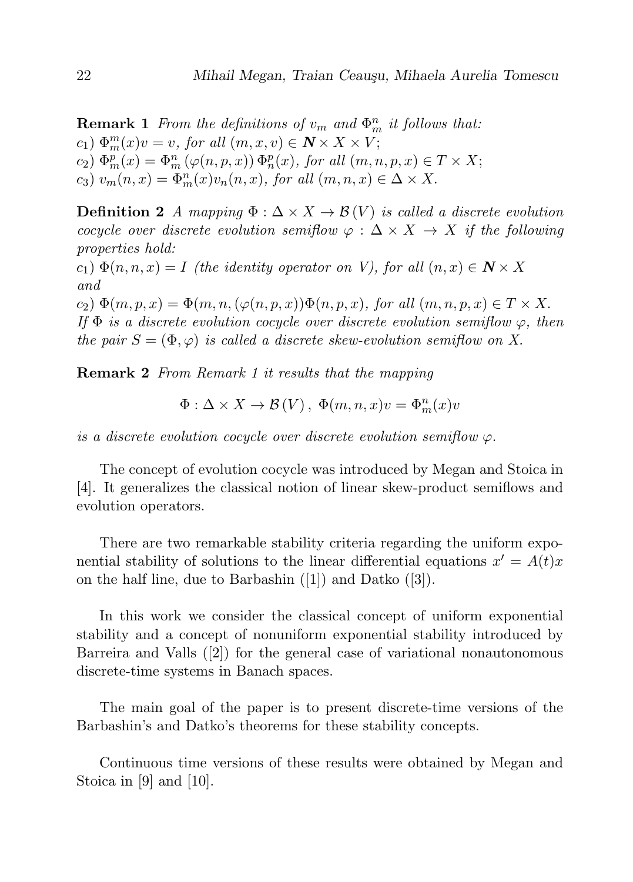**Remark 1** *From the definitions of $v_m$ and $\Phi_m^n$ it follows that:*
$c_1$) $\Phi_m^m(x)v = v$, *for all* $(m, x, v) \in \boldsymbol{N} \times X \times V$;
$c_2$) $\Phi_m^p(x) = \Phi_m^n(\varphi(n, p, x))\,\Phi_n^p(x)$, *for all* $(m, n, p, x) \in T \times X$;
$c_3$) $v_m(n, x) = \Phi_m^n(x)v_n(n, x)$, *for all* $(m, n, x) \in \Delta \times X$.

**Definition 2** *A mapping $\Phi : \Delta \times X \to \mathcal{B}(V)$ is called a discrete evolution cocycle over discrete evolution semiflow $\varphi : \Delta \times X \to X$ if the following properties hold:*
$c_1$) $\Phi(n, n, x) = I$ *(the identity operator on $V$), for all* $(n, x) \in \boldsymbol{N} \times X$ *and*
$c_2$) $\Phi(m, p, x) = \Phi(m, n, (\varphi(n, p, x))\Phi(n, p, x)$, *for all* $(m, n, p, x) \in T \times X$.
*If $\Phi$ is a discrete evolution cocycle over discrete evolution semiflow $\varphi$, then the pair $S = (\Phi, \varphi)$ is called a discrete skew-evolution semiflow on $X$.*

**Remark 2** *From Remark 1 it results that the mapping*

$$\Phi : \Delta \times X \to \mathcal{B}(V)\,,\ \Phi(m, n, x)v = \Phi_m^n(x)v$$

*is a discrete evolution cocycle over discrete evolution semiflow $\varphi$.*

The concept of evolution cocycle was introduced by Megan and Stoica in [4]. It generalizes the classical notion of linear skew-product semiflows and evolution operators.

There are two remarkable stability criteria regarding the uniform exponential stability of solutions to the linear differential equations $x' = A(t)x$ on the half line, due to Barbashin ([1]) and Datko ([3]).

In this work we consider the classical concept of uniform exponential stability and a concept of nonuniform exponential stability introduced by Barreira and Valls ([2]) for the general case of variational nonautonomous discrete-time systems in Banach spaces.

The main goal of the paper is to present discrete-time versions of the Barbashin's and Datko's theorems for these stability concepts.

Continuous time versions of these results were obtained by Megan and Stoica in [9] and [10].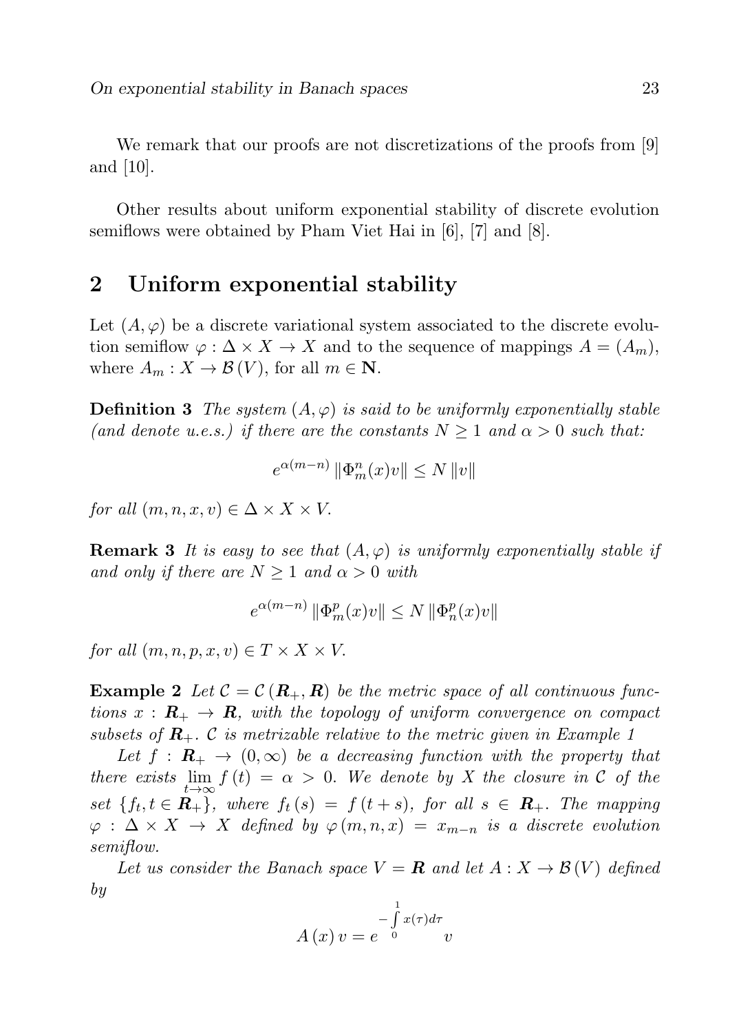We remark that our proofs are not discretizations of the proofs from [9] and [10].

Other results about uniform exponential stability of discrete evolution semiflows were obtained by Pham Viet Hai in [6], [7] and [8].

## 2 Uniform exponential stability

Let $(A, \varphi)$ be a discrete variational system associated to the discrete evolution semiflow $\varphi : \Delta \times X \to X$ and to the sequence of mappings $A = (A_m)$, where $A_m : X \to \mathcal{B}(V)$, for all $m \in \mathbf{N}$.

**Definition 3** *The system $(A, \varphi)$ is said to be uniformly exponentially stable (and denote u.e.s.) if there are the constants $N \geq 1$ and $\alpha > 0$ such that:*

$$e^{\alpha(m-n)} \left\| \Phi_m^n(x) v \right\| \leq N \left\| v \right\|$$

*for all $(m, n, x, v) \in \Delta \times X \times V$.*

**Remark 3** *It is easy to see that $(A, \varphi)$ is uniformly exponentially stable if and only if there are $N \geq 1$ and $\alpha > 0$ with*

$$e^{\alpha(m-n)} \left\| \Phi_m^p(x) v \right\| \leq N \left\| \Phi_n^p(x) v \right\|$$

*for all $(m, n, p, x, v) \in T \times X \times V$.*

**Example 2** *Let $\mathcal{C} = \mathcal{C}(\boldsymbol{R}_+, \boldsymbol{R})$ be the metric space of all continuous functions $x : \boldsymbol{R}_+ \to \boldsymbol{R}$, with the topology of uniform convergence on compact subsets of $\boldsymbol{R}_+$. $\mathcal{C}$ is metrizable relative to the metric given in Example 1*

*Let $f : \boldsymbol{R}_+ \to (0, \infty)$ be a decreasing function with the property that there exists $\lim\limits_{t \to \infty} f(t) = \alpha > 0$. We denote by $X$ the closure in $\mathcal{C}$ of the set $\{f_t, t \in \boldsymbol{R}_+\}$, where $f_t(s) = f(t + s)$, for all $s \in \boldsymbol{R}_+$. The mapping $\varphi : \Delta \times X \to X$ defined by $\varphi(m, n, x) = x_{m-n}$ is a discrete evolution semiflow.*

*Let us consider the Banach space $V = \boldsymbol{R}$ and let $A : X \to \mathcal{B}(V)$ defined by*

$$A(x) v = e^{-\int_0^1 x(\tau) d\tau} v$$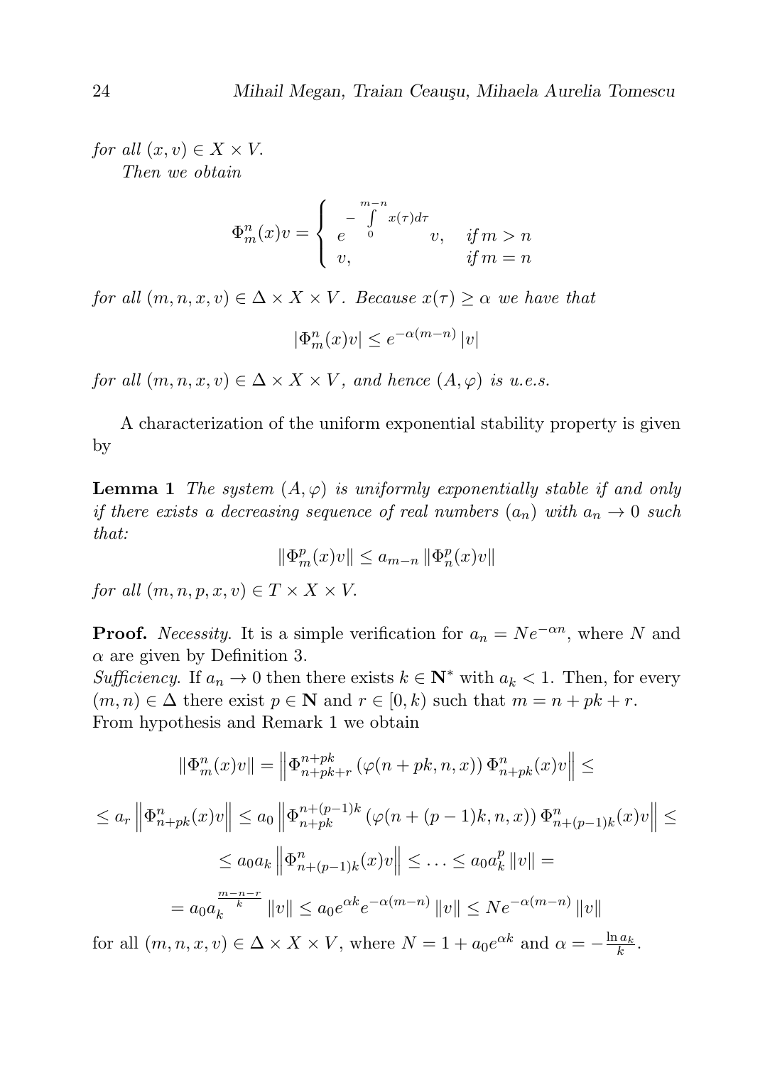*for all* $(x, v) \in X \times V$.

*Then we obtain*

$$\Phi_m^n(x)v = \begin{cases} e^{-\int\limits_0^{m-n} x(\tau)d\tau} v, & \text{if } m > n \\ v, & \text{if } m = n \end{cases}$$

*for all* $(m, n, x, v) \in \Delta \times X \times V$. *Because* $x(\tau) \geq \alpha$ *we have that*

$$|\Phi_m^n(x)v| \leq e^{-\alpha(m-n)} |v|$$

*for all* $(m, n, x, v) \in \Delta \times X \times V$, *and hence* $(A, \varphi)$ *is u.e.s.*

A characterization of the uniform exponential stability property is given by

**Lemma 1** *The system* $(A, \varphi)$ *is uniformly exponentially stable if and only if there exists a decreasing sequence of real numbers* $(a_n)$ *with* $a_n \to 0$ *such that:*

$$\|\Phi_m^p(x)v\| \leq a_{m-n} \|\Phi_n^p(x)v\|$$

*for all* $(m, n, p, x, v) \in T \times X \times V$.

**Proof.** *Necessity.* It is a simple verification for $a_n = Ne^{-\alpha n}$, where $N$ and $\alpha$ are given by Definition 3.

*Sufficiency.* If $a_n \to 0$ then there exists $k \in \mathbf{N}^*$ with $a_k < 1$. Then, for every $(m, n) \in \Delta$ there exist $p \in \mathbf{N}$ and $r \in [0, k)$ such that $m = n + pk + r$. From hypothesis and Remark 1 we obtain

$$\|\Phi_m^n(x)v\| = \left\|\Phi_{n+pk+r}^{n+pk}\left(\varphi(n+pk, n, x)\right)\Phi_{n+pk}^n(x)v\right\| \leq$$

$$\leq a_r \left\|\Phi_{n+pk}^n(x)v\right\| \leq a_0 \left\|\Phi_{n+pk}^{n+(p-1)k}\left(\varphi(n+(p-1)k, n, x)\right)\Phi_{n+(p-1)k}^n(x)v\right\| \leq$$

$$\leq a_0 a_k \left\|\Phi_{n+(p-1)k}^n(x)v\right\| \leq \ldots \leq a_0 a_k^p \|v\| =$$

$$= a_0 a_k^{\frac{m-n-r}{k}} \|v\| \leq a_0 e^{\alpha k} e^{-\alpha(m-n)} \|v\| \leq Ne^{-\alpha(m-n)} \|v\|$$

for all $(m, n, x, v) \in \Delta \times X \times V$, where $N = 1 + a_0 e^{\alpha k}$ and $\alpha = -\frac{\ln a_k}{k}$.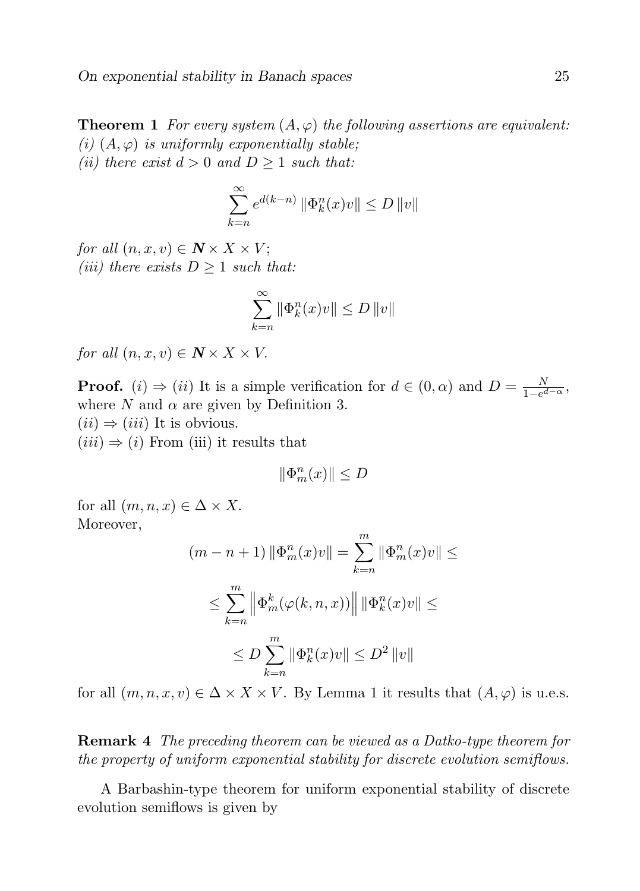**Theorem 1** *For every system $(A, \varphi)$ the following assertions are equivalent:*
*(i) $(A, \varphi)$ is uniformly exponentially stable;*
*(ii) there exist $d > 0$ and $D \geq 1$ such that:*

$$\sum_{k=n}^{\infty} e^{d(k-n)} \|\Phi_k^n(x)v\| \leq D \|v\|$$

*for all $(n, x, v) \in \boldsymbol{N} \times X \times V$;*
*(iii) there exists $D \geq 1$ such that:*

$$\sum_{k=n}^{\infty} \|\Phi_k^n(x)v\| \leq D \|v\|$$

*for all $(n, x, v) \in \boldsymbol{N} \times X \times V$.*

**Proof.** $(i) \Rightarrow (ii)$ It is a simple verification for $d \in (0, \alpha)$ and $D = \frac{N}{1-e^{d-\alpha}}$, where $N$ and $\alpha$ are given by Definition 3.
$(ii) \Rightarrow (iii)$ It is obvious.
$(iii) \Rightarrow (i)$ From (iii) it results that

$$\|\Phi_m^n(x)\| \leq D$$

for all $(m, n, x) \in \Delta \times X$.
Moreover,

$$(m - n + 1) \|\Phi_m^n(x)v\| = \sum_{k=n}^{m} \|\Phi_m^n(x)v\| \leq$$

$$\leq \sum_{k=n}^{m} \left\|\Phi_m^k(\varphi(k, n, x))\right\| \|\Phi_k^n(x)v\| \leq$$

$$\leq D \sum_{k=n}^{m} \|\Phi_k^n(x)v\| \leq D^2 \|v\|$$

for all $(m, n, x, v) \in \Delta \times X \times V$. By Lemma 1 it results that $(A, \varphi)$ is u.e.s.

**Remark 4** *The preceding theorem can be viewed as a Datko-type theorem for the property of uniform exponential stability for discrete evolution semiflows.*

A Barbashin-type theorem for uniform exponential stability of discrete evolution semiflows is given by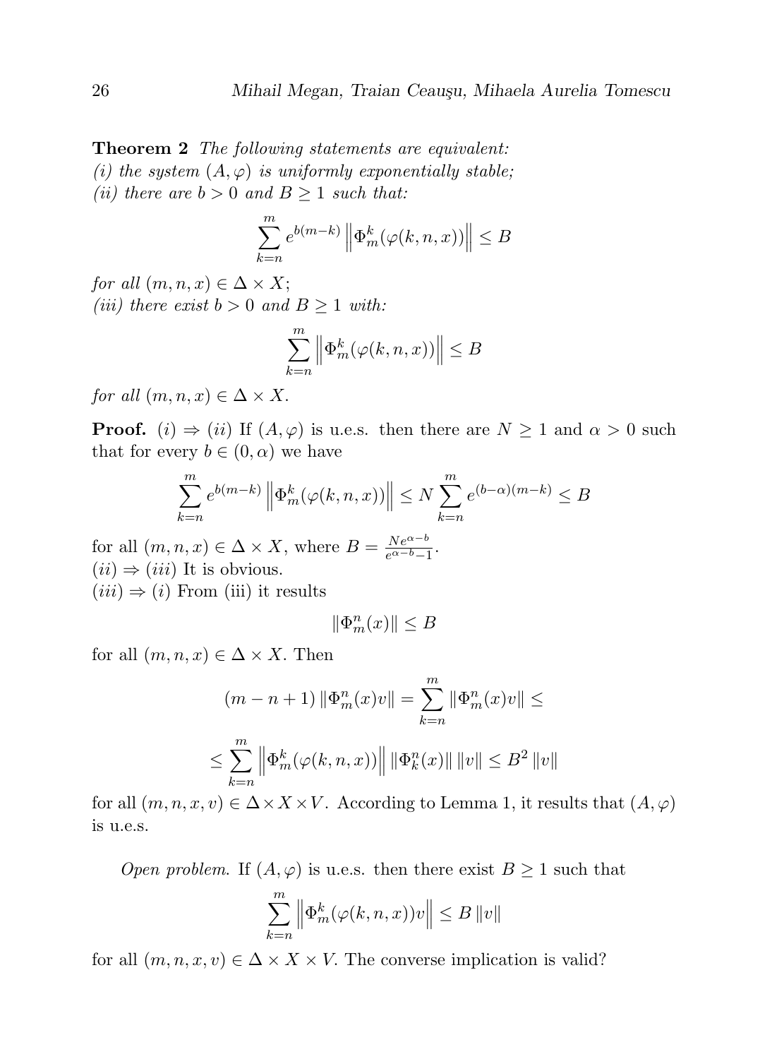**Theorem 2** *The following statements are equivalent:*
*(i) the system $(A, \varphi)$ is uniformly exponentially stable;*
*(ii) there are $b > 0$ and $B \geq 1$ such that:*

$$\sum_{k=n}^{m} e^{b(m-k)} \left\| \Phi_m^k(\varphi(k,n,x)) \right\| \leq B$$

*for all $(m, n, x) \in \Delta \times X$;*
*(iii) there exist $b > 0$ and $B \geq 1$ with:*

$$\sum_{k=n}^{m} \left\| \Phi_m^k(\varphi(k,n,x)) \right\| \leq B$$

*for all $(m, n, x) \in \Delta \times X$.*

**Proof.** $(i) \Rightarrow (ii)$ If $(A, \varphi)$ is u.e.s. then there are $N \geq 1$ and $\alpha > 0$ such that for every $b \in (0, \alpha)$ we have

$$\sum_{k=n}^{m} e^{b(m-k)} \left\| \Phi_m^k(\varphi(k,n,x)) \right\| \leq N \sum_{k=n}^{m} e^{(b-\alpha)(m-k)} \leq B$$

for all $(m, n, x) \in \Delta \times X$, where $B = \frac{Ne^{\alpha-b}}{e^{\alpha-b}-1}$.
$(ii) \Rightarrow (iii)$ It is obvious.
$(iii) \Rightarrow (i)$ From (iii) it results

$$\|\Phi_m^n(x)\| \leq B$$

for all $(m, n, x) \in \Delta \times X$. Then

$$(m - n + 1) \|\Phi_m^n(x)v\| = \sum_{k=n}^{m} \|\Phi_m^n(x)v\| \leq$$

$$\leq \sum_{k=n}^{m} \left\| \Phi_m^k(\varphi(k,n,x)) \right\| \|\Phi_k^n(x)\| \|v\| \leq B^2 \|v\|$$

for all $(m, n, x, v) \in \Delta \times X \times V$. According to Lemma 1, it results that $(A, \varphi)$ is u.e.s.

*Open problem.* If $(A, \varphi)$ is u.e.s. then there exist $B \geq 1$ such that

$$\sum_{k=n}^{m} \left\| \Phi_m^k(\varphi(k,n,x))v \right\| \leq B \|v\|$$

for all $(m, n, x, v) \in \Delta \times X \times V$. The converse implication is valid?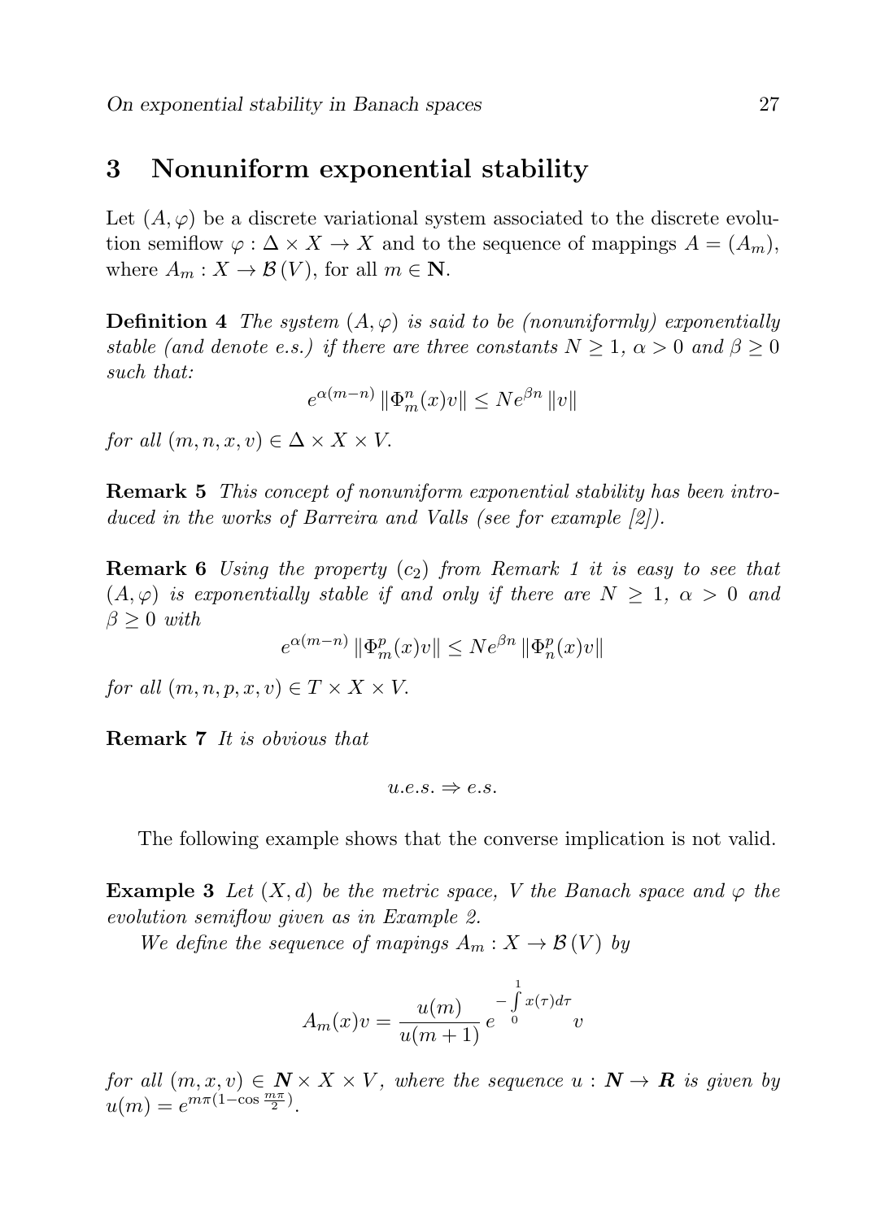## 3 Nonuniform exponential stability

Let $(A, \varphi)$ be a discrete variational system associated to the discrete evolution semiflow $\varphi : \Delta \times X \to X$ and to the sequence of mappings $A = (A_m)$, where $A_m : X \to \mathcal{B}(V)$, for all $m \in \mathbf{N}$.

**Definition 4** *The system $(A, \varphi)$ is said to be (nonuniformly) exponentially stable (and denote e.s.) if there are three constants $N \geq 1$, $\alpha > 0$ and $\beta \geq 0$ such that:*

$$e^{\alpha(m-n)} \left\| \Phi_m^n(x)v \right\| \leq N e^{\beta n} \left\| v \right\|$$

*for all $(m, n, x, v) \in \Delta \times X \times V$.*

**Remark 5** *This concept of nonuniform exponential stability has been introduced in the works of Barreira and Valls (see for example [2]).*

**Remark 6** *Using the property $(c_2)$ from Remark 1 it is easy to see that $(A, \varphi)$ is exponentially stable if and only if there are $N \geq 1$, $\alpha > 0$ and $\beta \geq 0$ with*

$$e^{\alpha(m-n)} \left\| \Phi_m^p(x)v \right\| \leq N e^{\beta n} \left\| \Phi_n^p(x)v \right\|$$

*for all $(m, n, p, x, v) \in T \times X \times V$.*

**Remark 7** *It is obvious that*

$$u.e.s. \Rightarrow e.s.$$

The following example shows that the converse implication is not valid.

**Example 3** *Let $(X, d)$ be the metric space, $V$ the Banach space and $\varphi$ the evolution semiflow given as in Example 2.*

*We define the sequence of mapings $A_m : X \to \mathcal{B}(V)$ by*

$$A_m(x)v = \frac{u(m)}{u(m+1)} e^{-\int_0^1 x(\tau)d\tau} v$$

*for all $(m, x, v) \in \boldsymbol{N} \times X \times V$, where the sequence $u : \boldsymbol{N} \to \boldsymbol{R}$ is given by $u(m) = e^{m\pi(1-\cos\frac{m\pi}{2})}$.*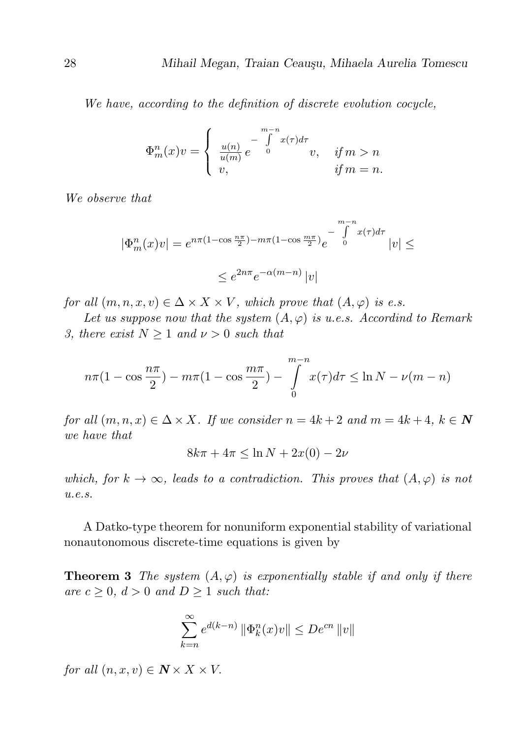*We have, according to the definition of discrete evolution cocycle,*

$$\Phi_m^n(x)v = \begin{cases} \frac{u(n)}{u(m)} e^{-\int\limits_0^{m-n} x(\tau)d\tau} v, & \text{if } m > n \\ v, & \text{if } m = n. \end{cases}$$

*We observe that*

$$|\Phi_m^n(x)v| = e^{n\pi(1-\cos\frac{n\pi}{2}) - m\pi(1-\cos\frac{m\pi}{2})} e^{-\int\limits_0^{m-n} x(\tau)d\tau} |v| \leq$$

$$\leq e^{2n\pi} e^{-\alpha(m-n)} |v|$$

*for all $(m, n, x, v) \in \Delta \times X \times V$, which prove that $(A, \varphi)$ is e.s.*

*Let us suppose now that the system $(A, \varphi)$ is u.e.s. Accordind to Remark 3, there exist $N \geq 1$ and $\nu > 0$ such that*

$$n\pi(1 - \cos\frac{n\pi}{2}) - m\pi(1 - \cos\frac{m\pi}{2}) - \int\limits_0^{m-n} x(\tau)d\tau \leq \ln N - \nu(m-n)$$

*for all $(m, n, x) \in \Delta \times X$. If we consider $n = 4k + 2$ and $m = 4k + 4$, $k \in \boldsymbol{N}$ we have that*

$$8k\pi + 4\pi \leq \ln N + 2x(0) - 2\nu$$

*which, for $k \to \infty$, leads to a contradiction. This proves that $(A, \varphi)$ is not u.e.s.*

A Datko-type theorem for nonuniform exponential stability of variational nonautonomous discrete-time equations is given by

**Theorem 3** *The system $(A, \varphi)$ is exponentially stable if and only if there are $c \geq 0$, $d > 0$ and $D \geq 1$ such that:*

$$\sum_{k=n}^{\infty} e^{d(k-n)} \|\Phi_k^n(x)v\| \leq De^{cn} \|v\|$$

*for all $(n, x, v) \in \boldsymbol{N} \times X \times V$.*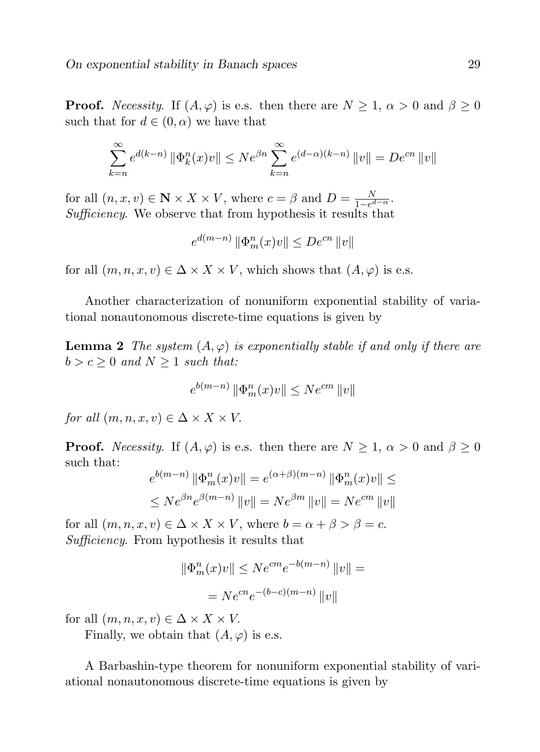**Proof.** *Necessity.* If $(A, \varphi)$ is e.s. then there are $N \geq 1$, $\alpha > 0$ and $\beta \geq 0$ such that for $d \in (0, \alpha)$ we have that

$$\sum_{k=n}^{\infty} e^{d(k-n)} \|\Phi_k^n(x)v\| \leq N e^{\beta n} \sum_{k=n}^{\infty} e^{(d-\alpha)(k-n)} \|v\| = D e^{cn} \|v\|$$

for all $(n, x, v) \in \mathbf{N} \times X \times V$, where $c = \beta$ and $D = \frac{N}{1 - e^{d-\alpha}}$.
*Sufficiency.* We observe that from hypothesis it results that

$$e^{d(m-n)} \|\Phi_m^n(x)v\| \leq D e^{cn} \|v\|$$

for all $(m, n, x, v) \in \Delta \times X \times V$, which shows that $(A, \varphi)$ is e.s.

Another characterization of nonuniform exponential stability of variational nonautonomous discrete-time equations is given by

**Lemma 2** *The system $(A, \varphi)$ is exponentially stable if and only if there are $b > c \geq 0$ and $N \geq 1$ such that:*

$$e^{b(m-n)} \|\Phi_m^n(x)v\| \leq N e^{cm} \|v\|$$

*for all $(m, n, x, v) \in \Delta \times X \times V$.*

**Proof.** *Necessity.* If $(A, \varphi)$ is e.s. then there are $N \geq 1$, $\alpha > 0$ and $\beta \geq 0$ such that:

$$e^{b(m-n)} \|\Phi_m^n(x)v\| = e^{(\alpha+\beta)(m-n)} \|\Phi_m^n(x)v\| \leq$$

$$\leq N e^{\beta n} e^{\beta(m-n)} \|v\| = N e^{\beta m} \|v\| = N e^{cm} \|v\|$$

for all $(m, n, x, v) \in \Delta \times X \times V$, where $b = \alpha + \beta > \beta = c$.
*Sufficiency.* From hypothesis it results that

$$\|\Phi_m^n(x)v\| \leq N e^{cm} e^{-b(m-n)} \|v\| =$$

$$= N e^{cn} e^{-(b-c)(m-n)} \|v\|$$

for all $(m, n, x, v) \in \Delta \times X \times V$.

Finally, we obtain that $(A, \varphi)$ is e.s.

A Barbashin-type theorem for nonuniform exponential stability of variational nonautonomous discrete-time equations is given by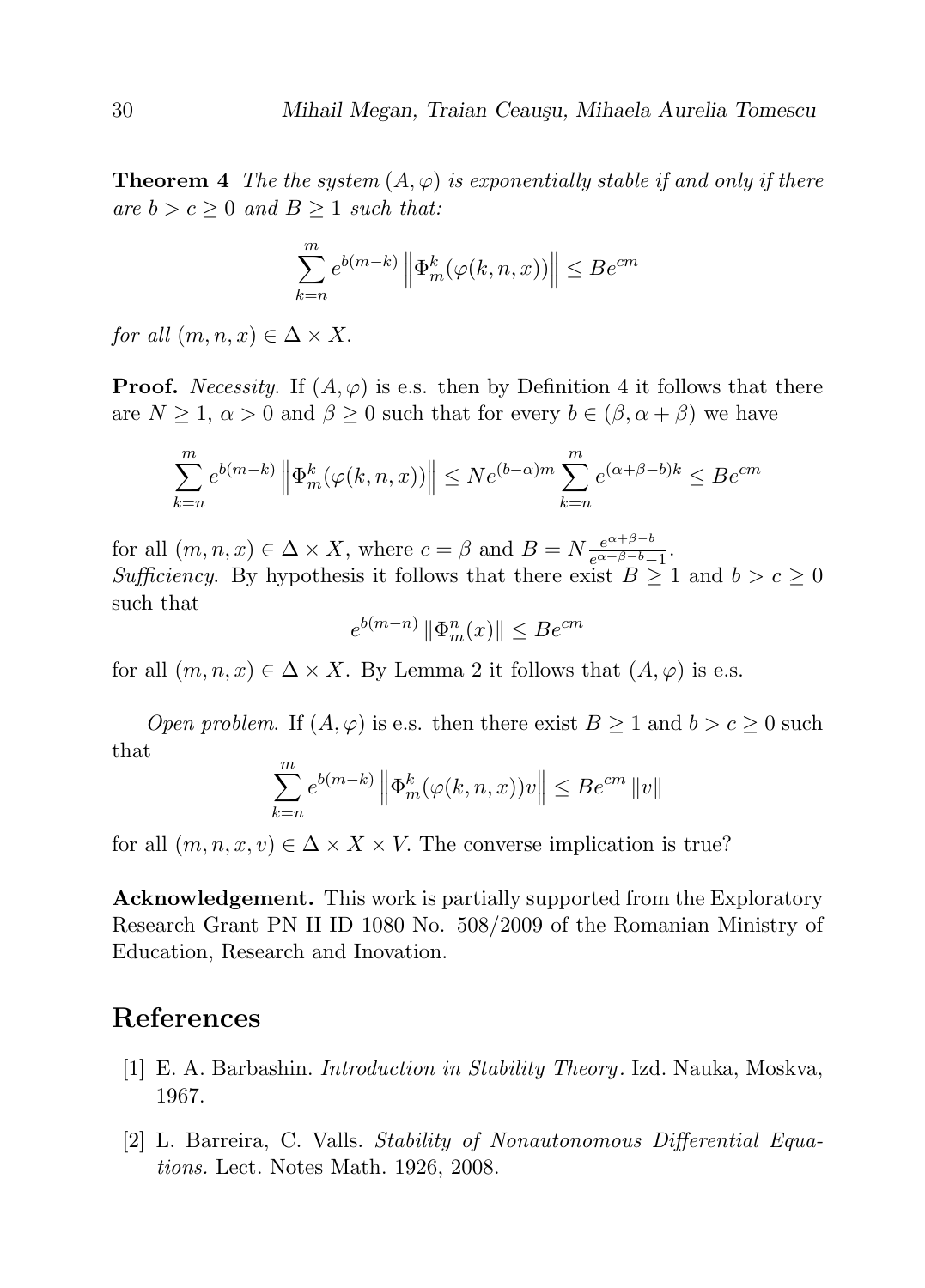**Theorem 4** *The the system $(A, \varphi)$ is exponentially stable if and only if there are $b > c \geq 0$ and $B \geq 1$ such that:*

$$\sum_{k=n}^{m} e^{b(m-k)} \left\| \Phi_m^k(\varphi(k, n, x)) \right\| \leq Be^{cm}$$

*for all $(m, n, x) \in \Delta \times X$.*

**Proof.** *Necessity.* If $(A, \varphi)$ is e.s. then by Definition 4 it follows that there are $N \geq 1$, $\alpha > 0$ and $\beta \geq 0$ such that for every $b \in (\beta, \alpha + \beta)$ we have

$$\sum_{k=n}^{m} e^{b(m-k)} \left\| \Phi_m^k(\varphi(k, n, x)) \right\| \leq Ne^{(b-\alpha)m} \sum_{k=n}^{m} e^{(\alpha+\beta-b)k} \leq Be^{cm}$$

for all $(m, n, x) \in \Delta \times X$, where $c = \beta$ and $B = N\frac{e^{\alpha+\beta-b}}{e^{\alpha+\beta-b}-1}$.
*Sufficiency.* By hypothesis it follows that there exist $B \geq 1$ and $b > c \geq 0$ such that

$$e^{b(m-n)} \left\| \Phi_m^n(x) \right\| \leq Be^{cm}$$

for all $(m, n, x) \in \Delta \times X$. By Lemma 2 it follows that $(A, \varphi)$ is e.s.

*Open problem.* If $(A, \varphi)$ is e.s. then there exist $B \geq 1$ and $b > c \geq 0$ such that

$$\sum_{k=n}^{m} e^{b(m-k)} \left\| \Phi_m^k(\varphi(k, n, x))v \right\| \leq Be^{cm} \left\| v \right\|$$

for all $(m, n, x, v) \in \Delta \times X \times V$. The converse implication is true?

**Acknowledgement.** This work is partially supported from the Exploratory Research Grant PN II ID 1080 No. 508/2009 of the Romanian Ministry of Education, Research and Inovation.

## References

[1] E. A. Barbashin. *Introduction in Stability Theory*. Izd. Nauka, Moskva, 1967.

[2] L. Barreira, C. Valls. *Stability of Nonautonomous Differential Equations.* Lect. Notes Math. 1926, 2008.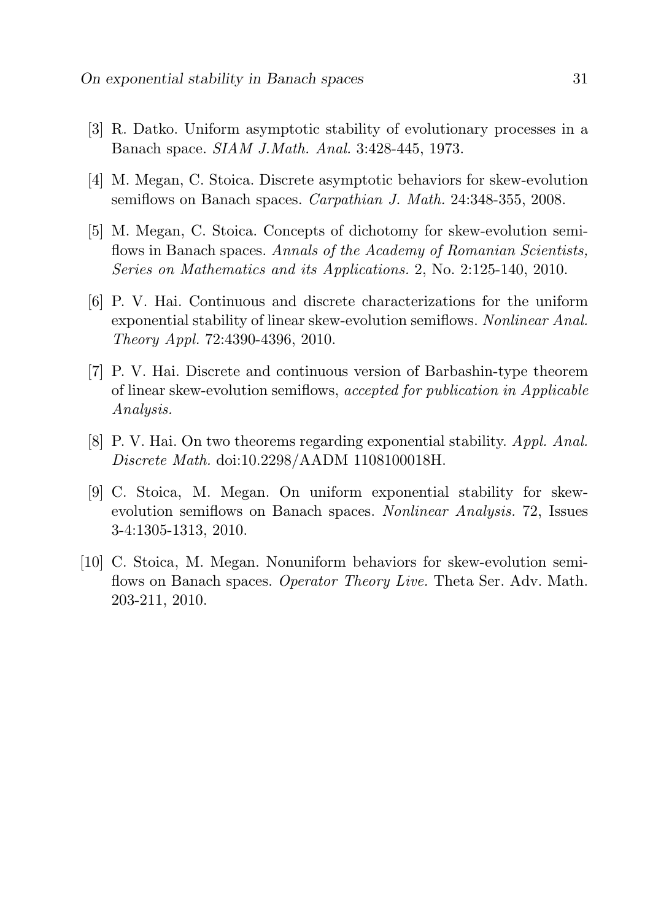[3] R. Datko. Uniform asymptotic stability of evolutionary processes in a Banach space. *SIAM J.Math. Anal.* 3:428-445, 1973.

[4] M. Megan, C. Stoica. Discrete asymptotic behaviors for skew-evolution semiflows on Banach spaces. *Carpathian J. Math.* 24:348-355, 2008.

[5] M. Megan, C. Stoica. Concepts of dichotomy for skew-evolution semiflows in Banach spaces. *Annals of the Academy of Romanian Scientists, Series on Mathematics and its Applications.* 2, No. 2:125-140, 2010.

[6] P. V. Hai. Continuous and discrete characterizations for the uniform exponential stability of linear skew-evolution semiflows. *Nonlinear Anal. Theory Appl.* 72:4390-4396, 2010.

[7] P. V. Hai. Discrete and continuous version of Barbashin-type theorem of linear skew-evolution semiflows, *accepted for publication in Applicable Analysis.*

[8] P. V. Hai. On two theorems regarding exponential stability. *Appl. Anal. Discrete Math.* doi:10.2298/AADM 1108100018H.

[9] C. Stoica, M. Megan. On uniform exponential stability for skew-evolution semiflows on Banach spaces. *Nonlinear Analysis.* 72, Issues 3-4:1305-1313, 2010.

[10] C. Stoica, M. Megan. Nonuniform behaviors for skew-evolution semiflows on Banach spaces. *Operator Theory Live.* Theta Ser. Adv. Math. 203-211, 2010.